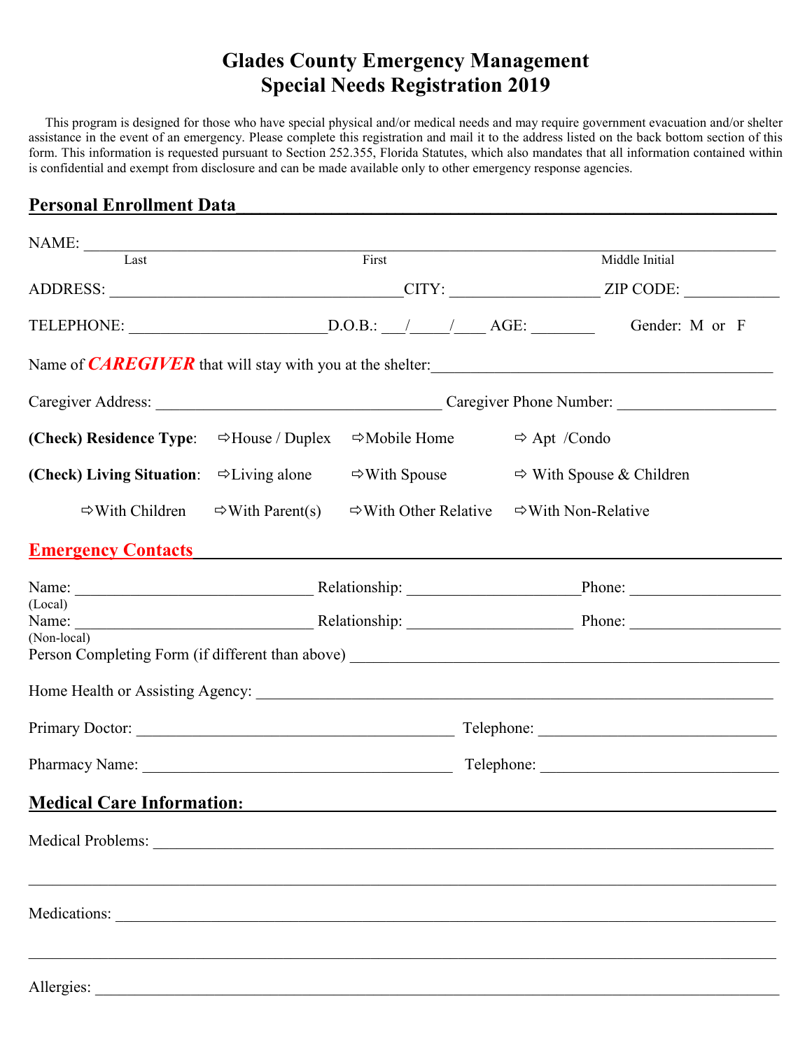# Glades County Emergency Management
# Special Needs Registration 2019

This program is designed for those who have special physical and/or medical needs and may require government evacuation and/or shelter assistance in the event of an emergency. Please complete this registration and mail it to the address listed on the back bottom section of this form. This information is requested pursuant to Section 252.355, Florida Statutes, which also mandates that all information contained within is confidential and exempt from disclosure and can be made available only to other emergency response agencies.

## Personal Enrollment Data

NAME: ______________________________________________________________________________
Last First Middle Initial

ADDRESS: ____________________________________ CITY: __________________ ZIP CODE: ____________

TELEPHONE: ________________________ D.O.B.: ___/_____/____ AGE: ________ Gender: M or F

Name of ***CAREGIVER*** that will stay with you at the shelter: ________________________________________

Caregiver Address: ___________________________________ Caregiver Phone Number: ___________________

**(Check) Residence Type**: ⇨House / Duplex ⇨Mobile Home ⇨ Apt /Condo

**(Check) Living Situation**: ⇨Living alone ⇨With Spouse ⇨ With Spouse & Children

⇨With Children ⇨With Parent(s) ⇨With Other Relative ⇨With Non-Relative

## Emergency Contacts

Name: _____________________________ Relationship: _____________________ Phone: ___________________
(Local)

Name: _____________________________ Relationship: _____________________ Phone: ___________________
(Non-local)

Person Completing Form (if different than above) ______________________________________________________

Home Health or Assisting Agency: __________________________________________________________________

Primary Doctor: _______________________________________ Telephone: ______________________________

Pharmacy Name: _______________________________________ Telephone: ______________________________

## Medical Care Information:

Medical Problems: _____________________________________________________________________________

_______________________________________________________________________________________________

Medications: __________________________________________________________________________________

_______________________________________________________________________________________________

Allergies: _____________________________________________________________________________________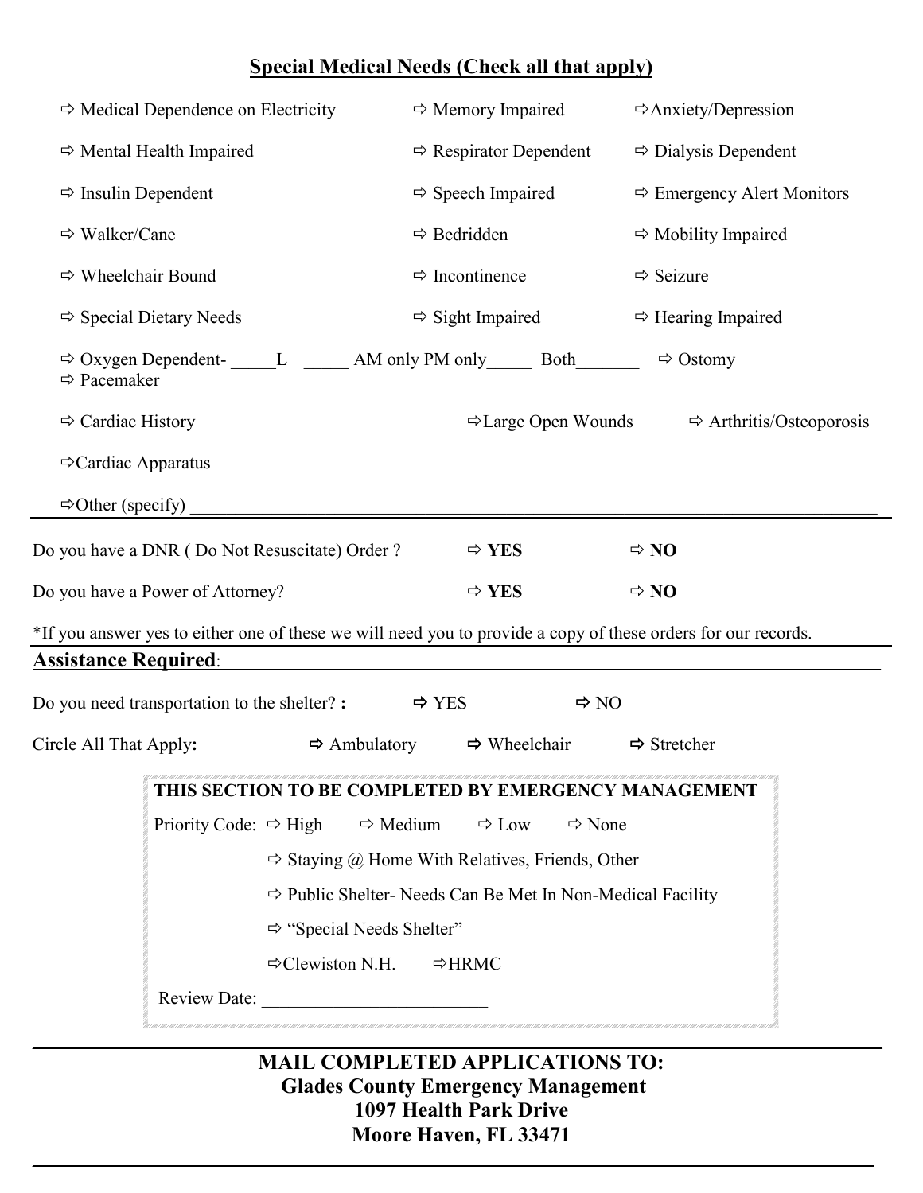## Special Medical Needs (Check all that apply)

| | | |
|---|---|---|
| ⇨ Medical Dependence on Electricity | ⇨ Memory Impaired | ⇨Anxiety/Depression |
| ⇨ Mental Health Impaired | ⇨ Respirator Dependent | ⇨ Dialysis Dependent |
| ⇨ Insulin Dependent | ⇨ Speech Impaired | ⇨ Emergency Alert Monitors |
| ⇨ Walker/Cane | ⇨ Bedridden | ⇨ Mobility Impaired |
| ⇨ Wheelchair Bound | ⇨ Incontinence | ⇨ Seizure |
| ⇨ Special Dietary Needs | ⇨ Sight Impaired | ⇨ Hearing Impaired |

⇨ Oxygen Dependent- _____L _____ AM only PM only_____ Both_______ ⇨ Ostomy
⇨ Pacemaker

⇨ Cardiac History ⇨Large Open Wounds ⇨ Arthritis/Osteoporosis

⇨Cardiac Apparatus

⇨Other (specify) ______________________________________________________________

Do you have a DNR ( Do Not Resuscitate) Order ? ⇨ **YES** ⇨ **NO**

Do you have a Power of Attorney? ⇨ **YES** ⇨ **NO**

*If you answer yes to either one of these we will need you to provide a copy of these orders for our records.

**Assistance Required**:

Do you need transportation to the shelter? **:** ⇨ YES ⇨ NO

Circle All That Apply**:** ⇨ Ambulatory ⇨ Wheelchair ⇨ Stretcher

**THIS SECTION TO BE COMPLETED BY EMERGENCY MANAGEMENT**

Priority Code: ⇨ High ⇨ Medium ⇨ Low ⇨ None

⇨ Staying @ Home With Relatives, Friends, Other

⇨ Public Shelter- Needs Can Be Met In Non-Medical Facility

⇨ "Special Needs Shelter"

⇨Clewiston N.H. ⇨HRMC

Review Date: ________________________

**MAIL COMPLETED APPLICATIONS TO:**
**Glades County Emergency Management**
**1097 Health Park Drive**
**Moore Haven, FL 33471**